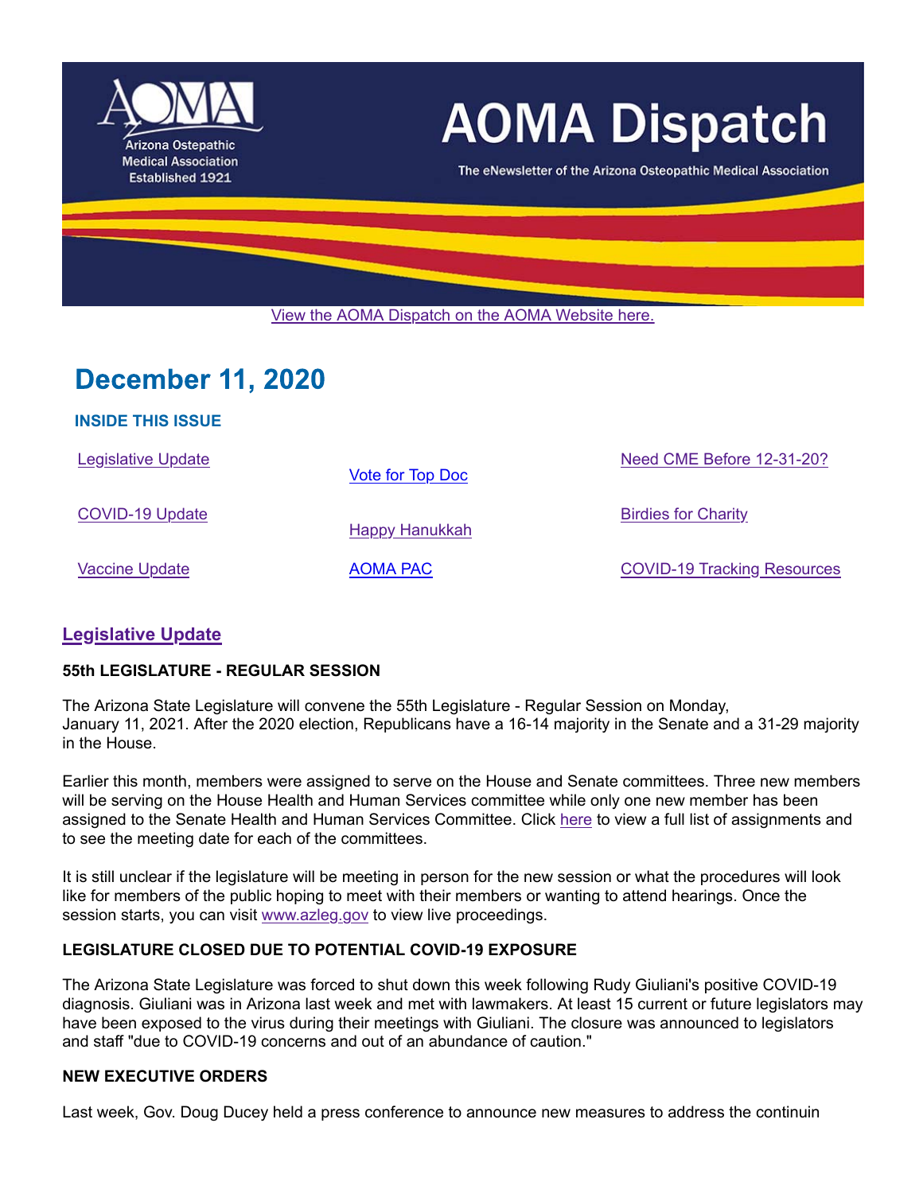# AOMA Dispatch

Arizona Ostepathic Medical Association Established 1921

The eNewsletter of the Arizona Osteopathic Medical Association

View the AOMA Dispatch on the AOMA Website here.

## December 11, 2020

### INSIDE THIS ISSUE

| | | |
|---|---|---|
| Legislative Update | Vote for Top Doc | Need CME Before 12-31-20? |
| COVID-19 Update | Happy Hanukkah | Birdies for Charity |
| Vaccine Update | AOMA PAC | COVID-19 Tracking Resources |

## Legislative Update

**55th LEGISLATURE - REGULAR SESSION**

The Arizona State Legislature will convene the 55th Legislature - Regular Session on Monday, January 11, 2021. After the 2020 election, Republicans have a 16-14 majority in the Senate and a 31-29 majority in the House.

Earlier this month, members were assigned to serve on the House and Senate committees. Three new members will be serving on the House Health and Human Services committee while only one new member has been assigned to the Senate Health and Human Services Committee. Click here to view a full list of assignments and to see the meeting date for each of the committees.

It is still unclear if the legislature will be meeting in person for the new session or what the procedures will look like for members of the public hoping to meet with their members or wanting to attend hearings. Once the session starts, you can visit www.azleg.gov to view live proceedings.

**LEGISLATURE CLOSED DUE TO POTENTIAL COVID-19 EXPOSURE**

The Arizona State Legislature was forced to shut down this week following Rudy Giuliani's positive COVID-19 diagnosis. Giuliani was in Arizona last week and met with lawmakers. At least 15 current or future legislators may have been exposed to the virus during their meetings with Giuliani. The closure was announced to legislators and staff "due to COVID-19 concerns and out of an abundance of caution."

**NEW EXECUTIVE ORDERS**

Last week, Gov. Doug Ducey held a press conference to announce new measures to address the continuin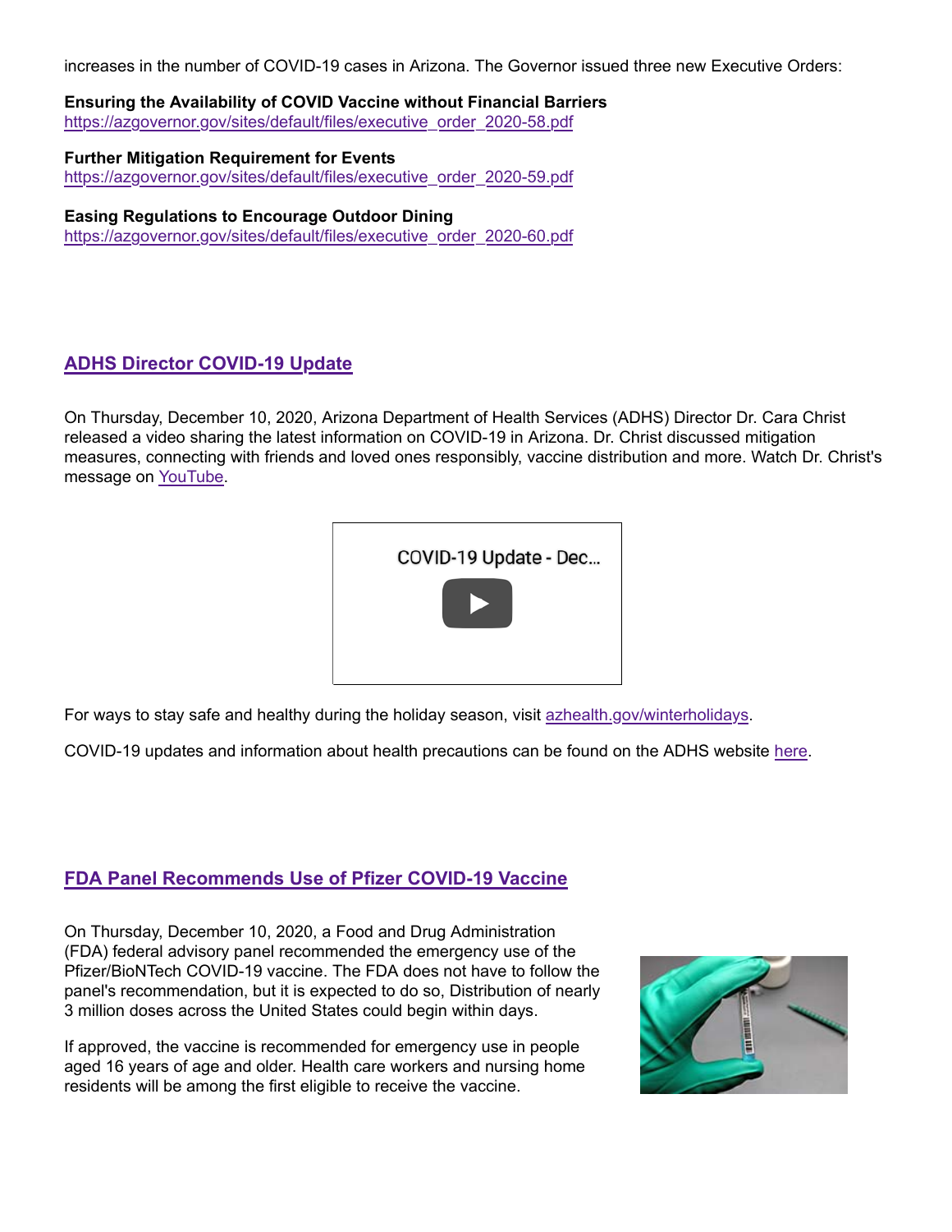increases in the number of COVID-19 cases in Arizona. The Governor issued three new Executive Orders:

**Ensuring the Availability of COVID Vaccine without Financial Barriers**
https://azgovernor.gov/sites/default/files/executive_order_2020-58.pdf

**Further Mitigation Requirement for Events**
https://azgovernor.gov/sites/default/files/executive_order_2020-59.pdf

**Easing Regulations to Encourage Outdoor Dining**
https://azgovernor.gov/sites/default/files/executive_order_2020-60.pdf

## ADHS Director COVID-19 Update

On Thursday, December 10, 2020, Arizona Department of Health Services (ADHS) Director Dr. Cara Christ released a video sharing the latest information on COVID-19 in Arizona. Dr. Christ discussed mitigation measures, connecting with friends and loved ones responsibly, vaccine distribution and more. Watch Dr. Christ's message on YouTube.

COVID-19 Update - Dec...

For ways to stay safe and healthy during the holiday season, visit azhealth.gov/winterholidays.

COVID-19 updates and information about health precautions can be found on the ADHS website here.

## FDA Panel Recommends Use of Pfizer COVID-19 Vaccine

On Thursday, December 10, 2020, a Food and Drug Administration (FDA) federal advisory panel recommended the emergency use of the Pfizer/BioNTech COVID-19 vaccine. The FDA does not have to follow the panel's recommendation, but it is expected to do so, Distribution of nearly 3 million doses across the United States could begin within days.

If approved, the vaccine is recommended for emergency use in people aged 16 years of age and older. Health care workers and nursing home residents will be among the first eligible to receive the vaccine.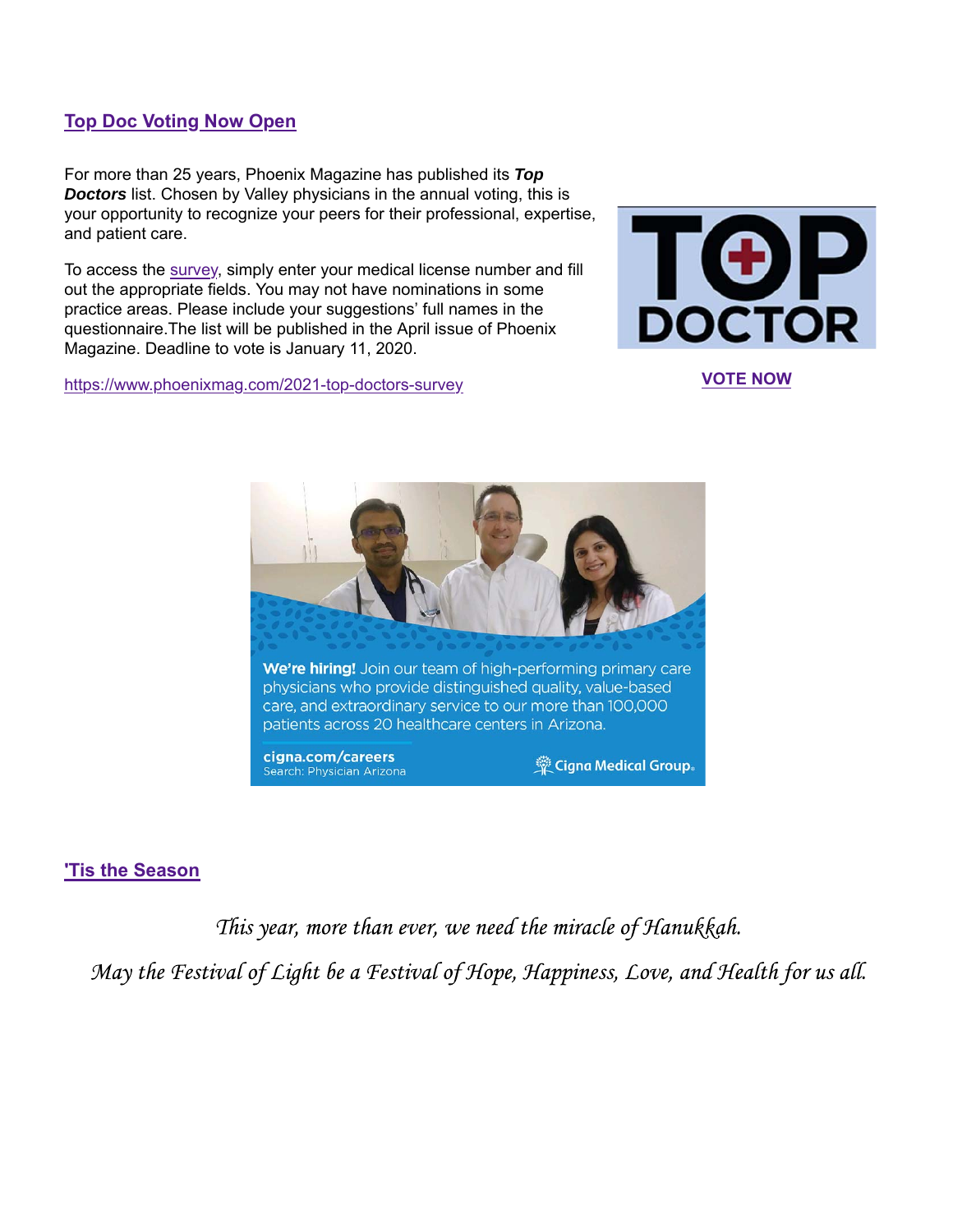## Top Doc Voting Now Open

For more than 25 years, Phoenix Magazine has published its ***Top Doctors*** list. Chosen by Valley physicians in the annual voting, this is your opportunity to recognize your peers for their professional, expertise, and patient care.

To access the survey, simply enter your medical license number and fill out the appropriate fields. You may not have nominations in some practice areas. Please include your suggestions' full names in the questionnaire.The list will be published in the April issue of Phoenix Magazine. Deadline to vote is January 11, 2020.

https://www.phoenixmag.com/2021-top-doctors-survey

**VOTE NOW**

**We're hiring!** Join our team of high-performing primary care physicians who provide distinguished quality, value-based care, and extraordinary service to our more than 100,000 patients across 20 healthcare centers in Arizona.

cigna.com/careers
Search: Physician Arizona

Cigna Medical Group

## 'Tis the Season

*This year, more than ever, we need the miracle of Hanukkah.*

*May the Festival of Light be a Festival of Hope, Happiness, Love, and Health for us all.*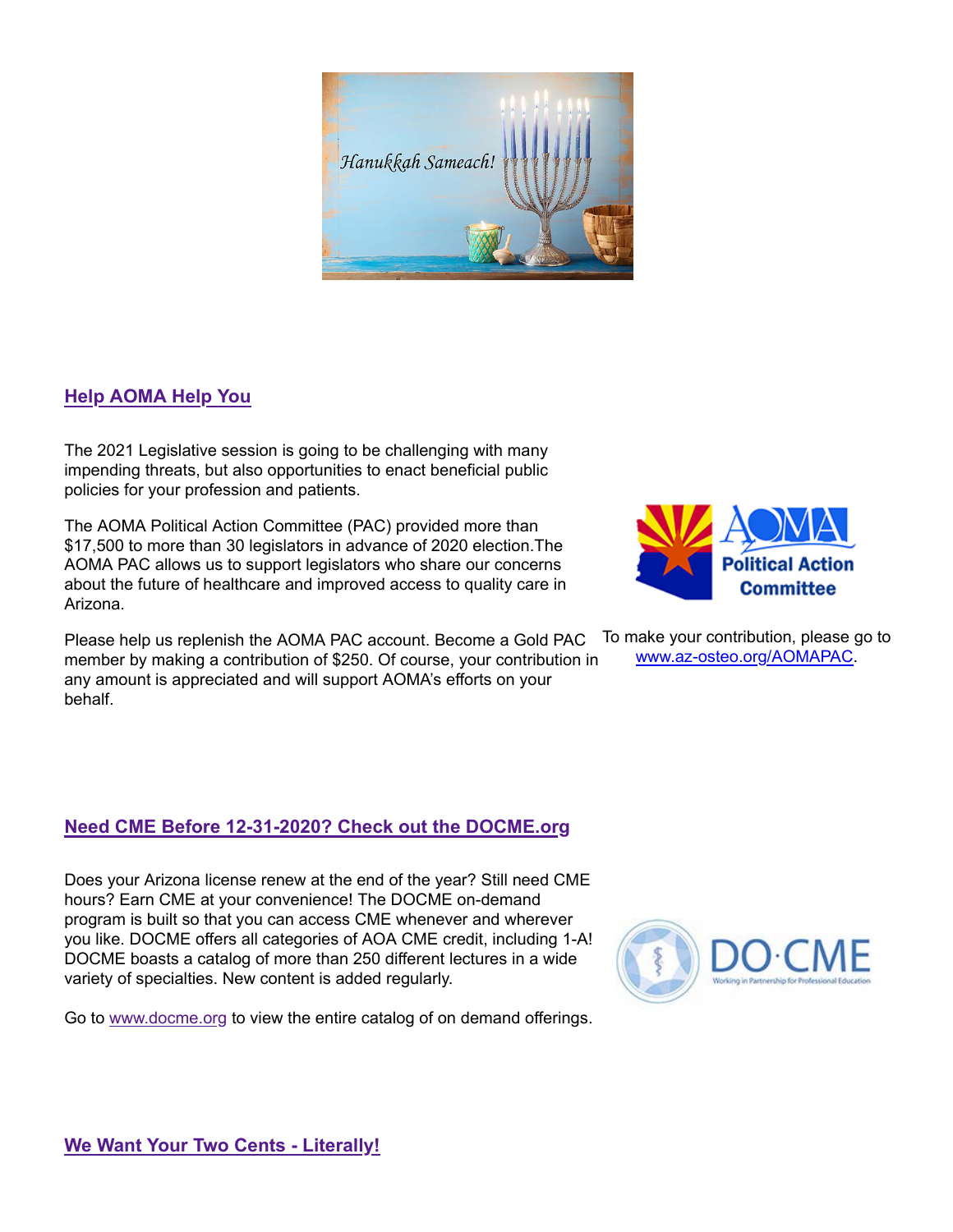Hanukkah Sameach!

## Help AOMA Help You

The 2021 Legislative session is going to be challenging with many impending threats, but also opportunities to enact beneficial public policies for your profession and patients.

The AOMA Political Action Committee (PAC) provided more than $17,500 to more than 30 legislators in advance of 2020 election.The AOMA PAC allows us to support legislators who share our concerns about the future of healthcare and improved access to quality care in Arizona.

Please help us replenish the AOMA PAC account. Become a Gold PAC member by making a contribution of $250. Of course, your contribution in any amount is appreciated and will support AOMA's efforts on your behalf.

To make your contribution, please go to www.az-osteo.org/AOMAPAC.

## Need CME Before 12-31-2020? Check out the DOCME.org

Does your Arizona license renew at the end of the year? Still need CME hours? Earn CME at your convenience! The DOCME on-demand program is built so that you can access CME whenever and wherever you like. DOCME offers all categories of AOA CME credit, including 1-A! DOCME boasts a catalog of more than 250 different lectures in a wide variety of specialties. New content is added regularly.

Go to www.docme.org to view the entire catalog of on demand offerings.

## We Want Your Two Cents - Literally!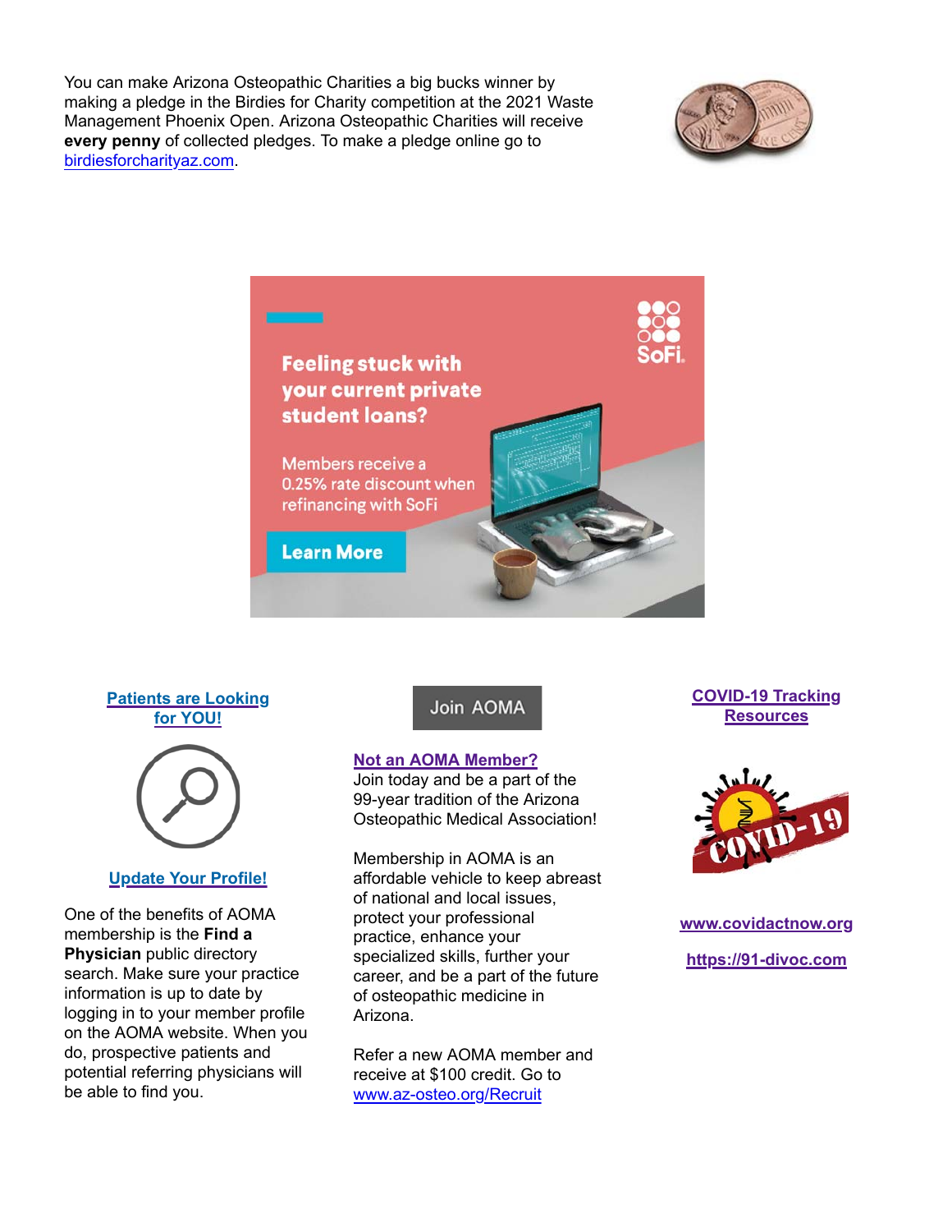You can make Arizona Osteopathic Charities a big bucks winner by making a pledge in the Birdies for Charity competition at the 2021 Waste Management Phoenix Open. Arizona Osteopathic Charities will receive **every penny** of collected pledges. To make a pledge online go to [birdiesforcharityaz.com](birdiesforcharityaz.com).

**Feeling stuck with your current private student loans?**

Members receive a 0.25% rate discount when refinancing with SoFi

Learn More

SoFi

**Patients are Looking for YOU!**

**Update Your Profile!**

One of the benefits of AOMA membership is the **Find a Physician** public directory search. Make sure your practice information is up to date by logging in to your member profile on the AOMA website. When you do, prospective patients and potential referring physicians will be able to find you.

Join AOMA

**Not an AOMA Member?**

Join today and be a part of the 99-year tradition of the Arizona Osteopathic Medical Association!

Membership in AOMA is an affordable vehicle to keep abreast of national and local issues, protect your professional practice, enhance your specialized skills, further your career, and be a part of the future of osteopathic medicine in Arizona.

Refer a new AOMA member and receive at $100 credit. Go to [www.az-osteo.org/Recruit](www.az-osteo.org/Recruit)

**COVID-19 Tracking Resources**

**[www.covidactnow.org](www.covidactnow.org)**

**[https://91-divoc.com](https://91-divoc.com)**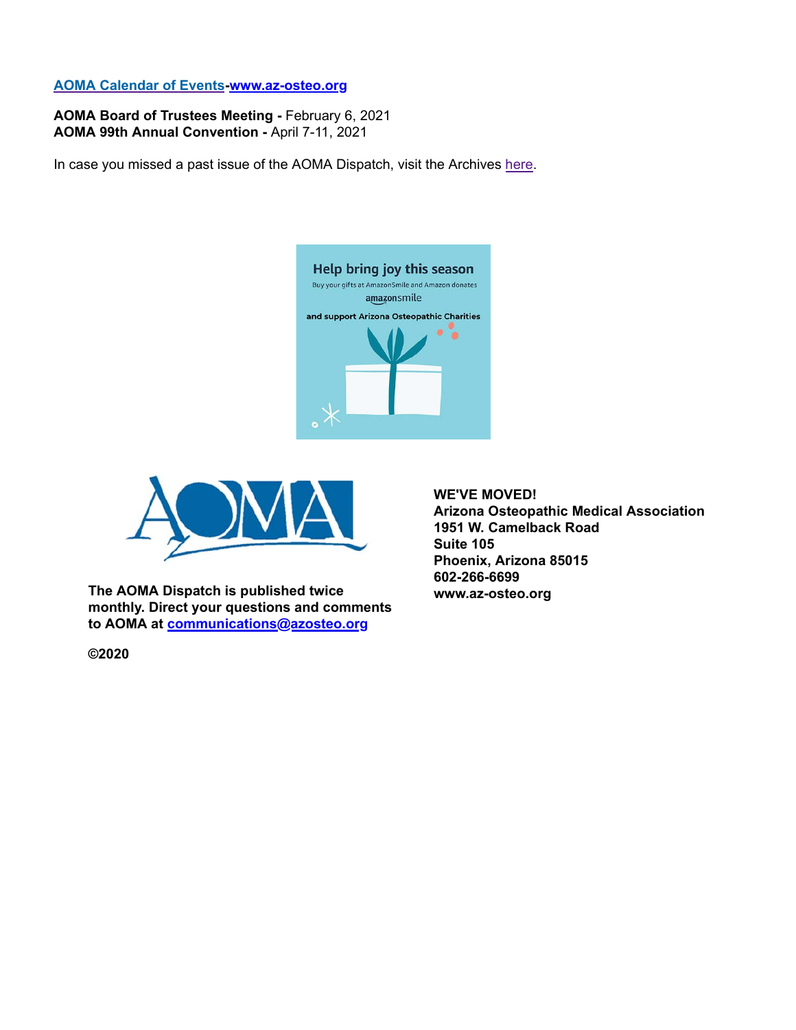[AOMA Calendar of Events](#)-[www.az-osteo.org](#)

**AOMA Board of Trustees Meeting -** February 6, 2021
**AOMA 99th Annual Convention -** April 7-11, 2021

In case you missed a past issue of the AOMA Dispatch, visit the Archives [here](#).

Help bring joy this season

Buy your gifts at AmazonSmile and Amazon donates

amazonsmile

and support Arizona Osteopathic Charities

AOMA

**The AOMA Dispatch is published twice monthly. Direct your questions and comments to AOMA at communications@azosteo.org**

**©2020**

**WE'VE MOVED!**
**Arizona Osteopathic Medical Association**
**1951 W. Camelback Road**
**Suite 105**
**Phoenix, Arizona 85015**
**602-266-6699**
**www.az-osteo.org**